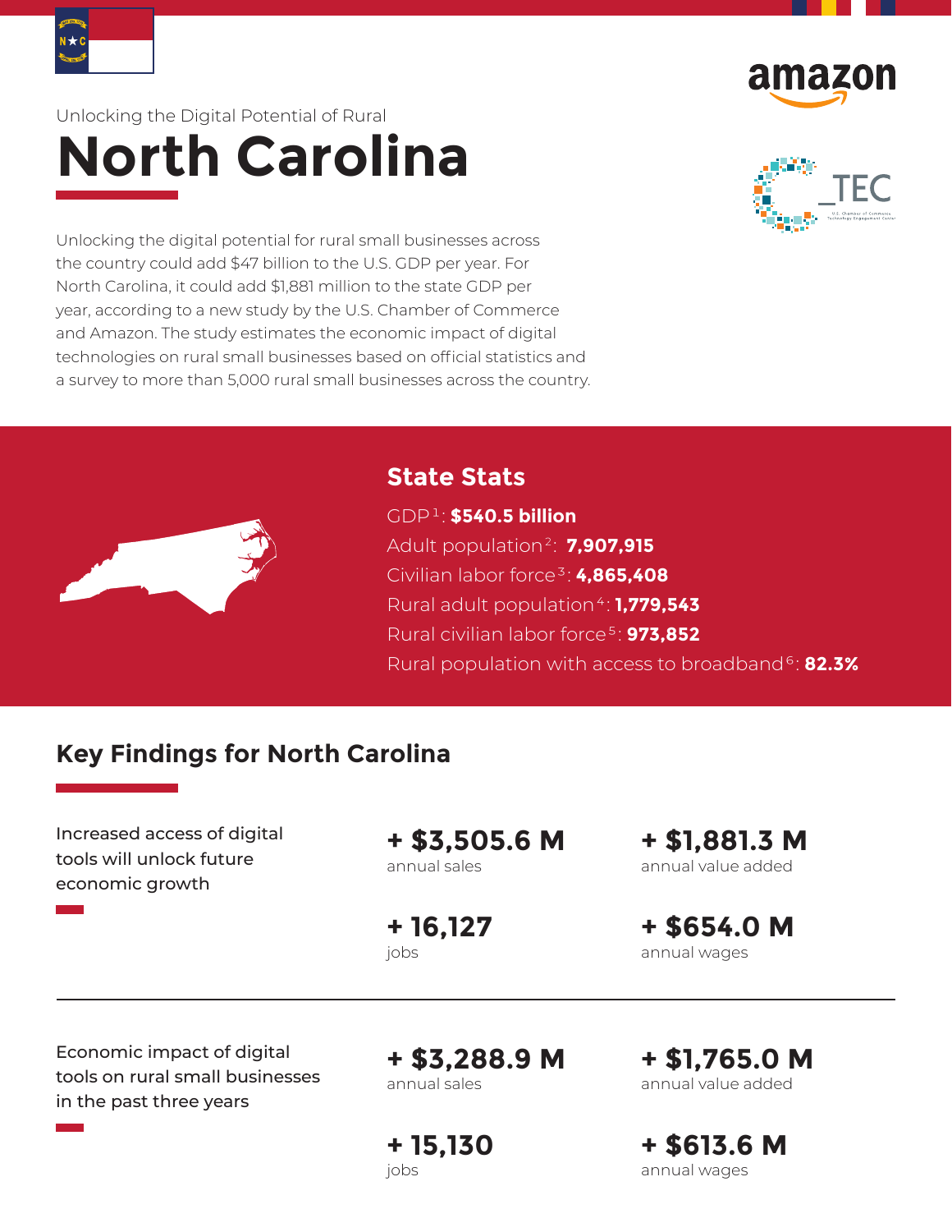Unlocking the Digital Potential of Rural

# North Carolina

Unlocking the digital potential for rural small businesses across the country could add $47 billion to the U.S. GDP per year. For North Carolina, it could add $1,881 million to the state GDP per year, according to a new study by the U.S. Chamber of Commerce and Amazon. The study estimates the economic impact of digital technologies on rural small businesses based on official statistics and a survey to more than 5,000 rural small businesses across the country.

## State Stats

GDP[1]: **$540.5 billion**

Adult population[2]: **7,907,915**

Civilian labor force[3]: **4,865,408**

Rural adult population[4]: **1,779,543**

Rural civilian labor force[5]: **973,852**

Rural population with access to broadband[6]: **82.3%**

## Key Findings for North Carolina

### Increased access of digital tools will unlock future economic growth

**+ $3,505.6 M**
annual sales

**+ $1,881.3 M**
annual value added

**+ 16,127**
jobs

**+ $654.0 M**
annual wages

---

### Economic impact of digital tools on rural small businesses in the past three years

**+ $3,288.9 M**
annual sales

**+ $1,765.0 M**
annual value added

**+ 15,130**
jobs

**+ $613.6 M**
annual wages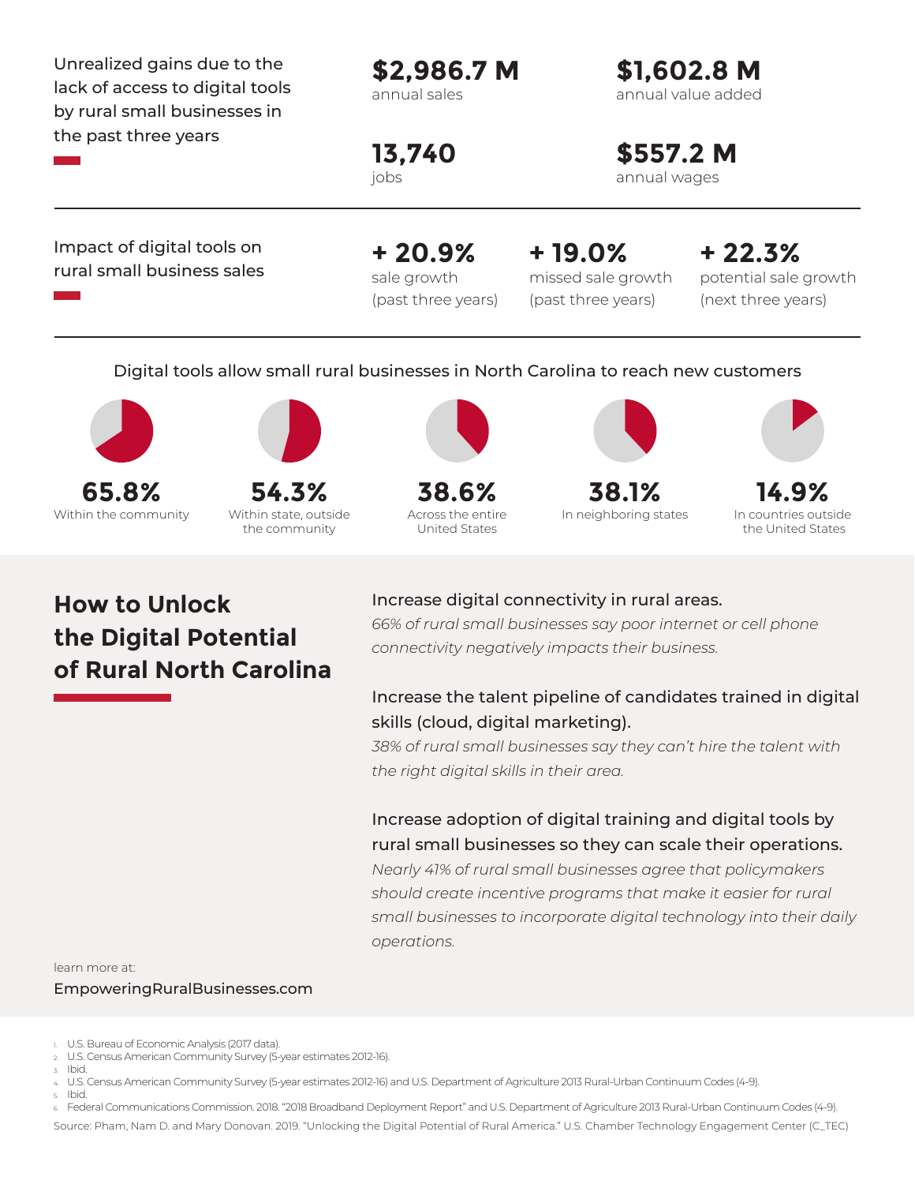Unrealized gains due to the lack of access to digital tools by rural small businesses in the past three years

**$2,986.7 M**
annual sales

**$1,602.8 M**
annual value added

**13,740**
jobs

**$557.2 M**
annual wages

---

Impact of digital tools on rural small business sales

**+ 20.9%**
sale growth
(past three years)

**+ 19.0%**
missed sale growth
(past three years)

**+ 22.3%**
potential sale growth
(next three years)

---

Digital tools allow small rural businesses in North Carolina to reach new customers

**65.8%**
Within the community

**54.3%**
Within state, outside the community

**38.6%**
Across the entire United States

**38.1%**
In neighboring states

**14.9%**
In countries outside the United States

## How to Unlock the Digital Potential of Rural North Carolina

Increase digital connectivity in rural areas.
*66% of rural small businesses say poor internet or cell phone connectivity negatively impacts their business.*

Increase the talent pipeline of candidates trained in digital skills (cloud, digital marketing).
*38% of rural small businesses say they can't hire the talent with the right digital skills in their area.*

Increase adoption of digital training and digital tools by rural small businesses so they can scale their operations.
*Nearly 41% of rural small businesses agree that policymakers should create incentive programs that make it easier for rural small businesses to incorporate digital technology into their daily operations.*

learn more at:
EmpoweringRuralBusinesses.com

1. U.S. Bureau of Economic Analysis (2017 data).
2. U.S. Census American Community Survey (5-year estimates 2012-16).
3. Ibid.
4. U.S. Census American Community Survey (5-year estimates 2012-16) and U.S. Department of Agriculture 2013 Rural-Urban Continuum Codes (4-9).
5. Ibid.
6. Federal Communications Commission. 2018. "2018 Broadband Deployment Report" and U.S. Department of Agriculture 2013 Rural-Urban Continuum Codes (4-9).

Source: Pham, Nam D. and Mary Donovan. 2019. "Unlocking the Digital Potential of Rural America." U.S. Chamber Technology Engagement Center (C_TEC)